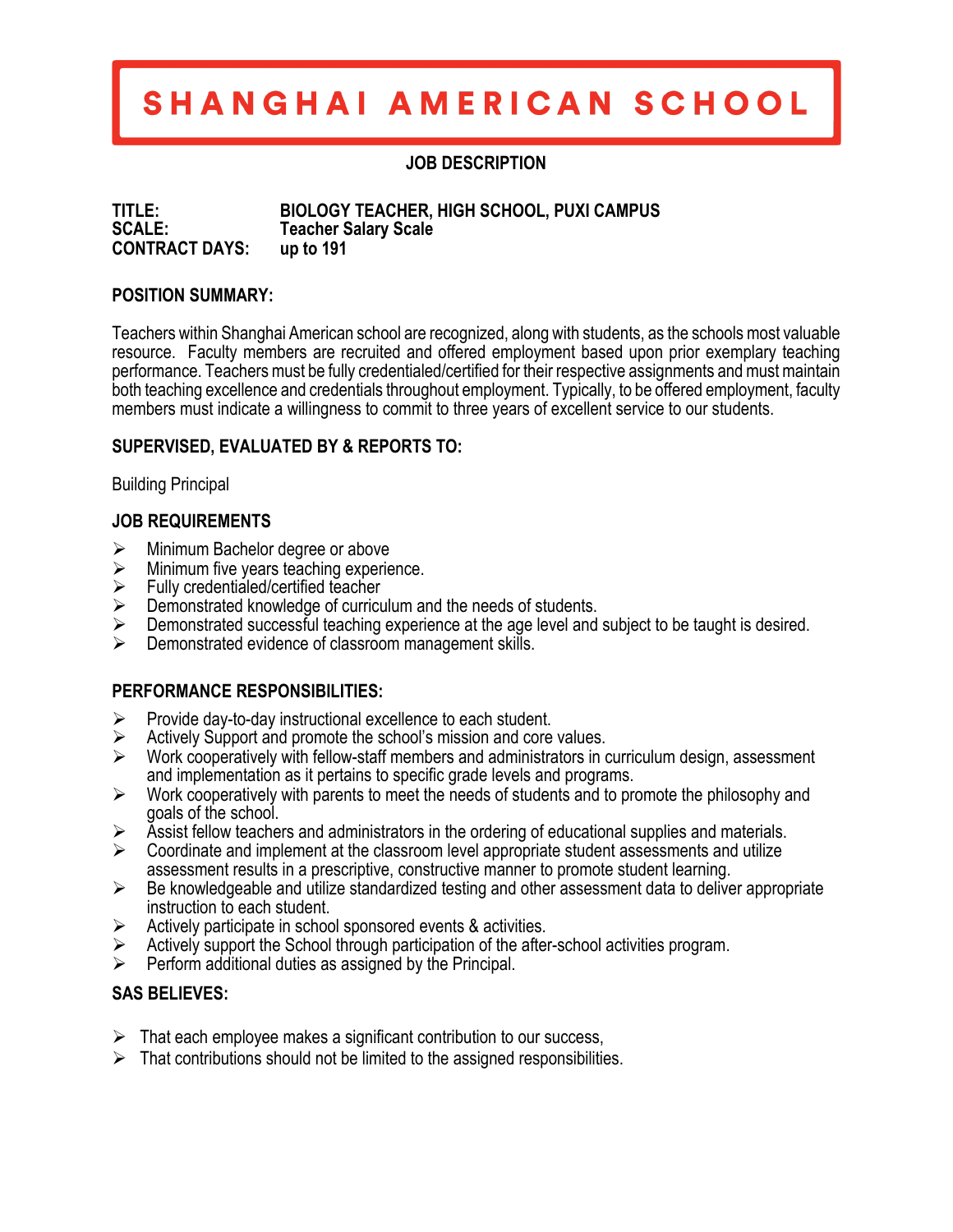# SHANGHAI AMERICAN SCHOOL

**JOB DESCRIPTION**

**TITLE:** BIOLOGY TEACHER, HIGH SCHOOL, PUXI CAMPUS
**SCALE:** Teacher Salary Scale
**CONTRACT DAYS:** up to 191

## POSITION SUMMARY:

Teachers within Shanghai American school are recognized, along with students, as the schools most valuable resource. Faculty members are recruited and offered employment based upon prior exemplary teaching performance. Teachers must be fully credentialed/certified for their respective assignments and must maintain both teaching excellence and credentials throughout employment. Typically, to be offered employment, faculty members must indicate a willingness to commit to three years of excellent service to our students.

## SUPERVISED, EVALUATED BY & REPORTS TO:

Building Principal

## JOB REQUIREMENTS

- Minimum Bachelor degree or above
- Minimum five years teaching experience.
- Fully credentialed/certified teacher
- Demonstrated knowledge of curriculum and the needs of students.
- Demonstrated successful teaching experience at the age level and subject to be taught is desired.
- Demonstrated evidence of classroom management skills.

## PERFORMANCE RESPONSIBILITIES:

- Provide day-to-day instructional excellence to each student.
- Actively Support and promote the school's mission and core values.
- Work cooperatively with fellow-staff members and administrators in curriculum design, assessment and implementation as it pertains to specific grade levels and programs.
- Work cooperatively with parents to meet the needs of students and to promote the philosophy and goals of the school.
- Assist fellow teachers and administrators in the ordering of educational supplies and materials.
- Coordinate and implement at the classroom level appropriate student assessments and utilize assessment results in a prescriptive, constructive manner to promote student learning.
- Be knowledgeable and utilize standardized testing and other assessment data to deliver appropriate instruction to each student.
- Actively participate in school sponsored events & activities.
- Actively support the School through participation of the after-school activities program.
- Perform additional duties as assigned by the Principal.

## SAS BELIEVES:

- That each employee makes a significant contribution to our success,
- That contributions should not be limited to the assigned responsibilities.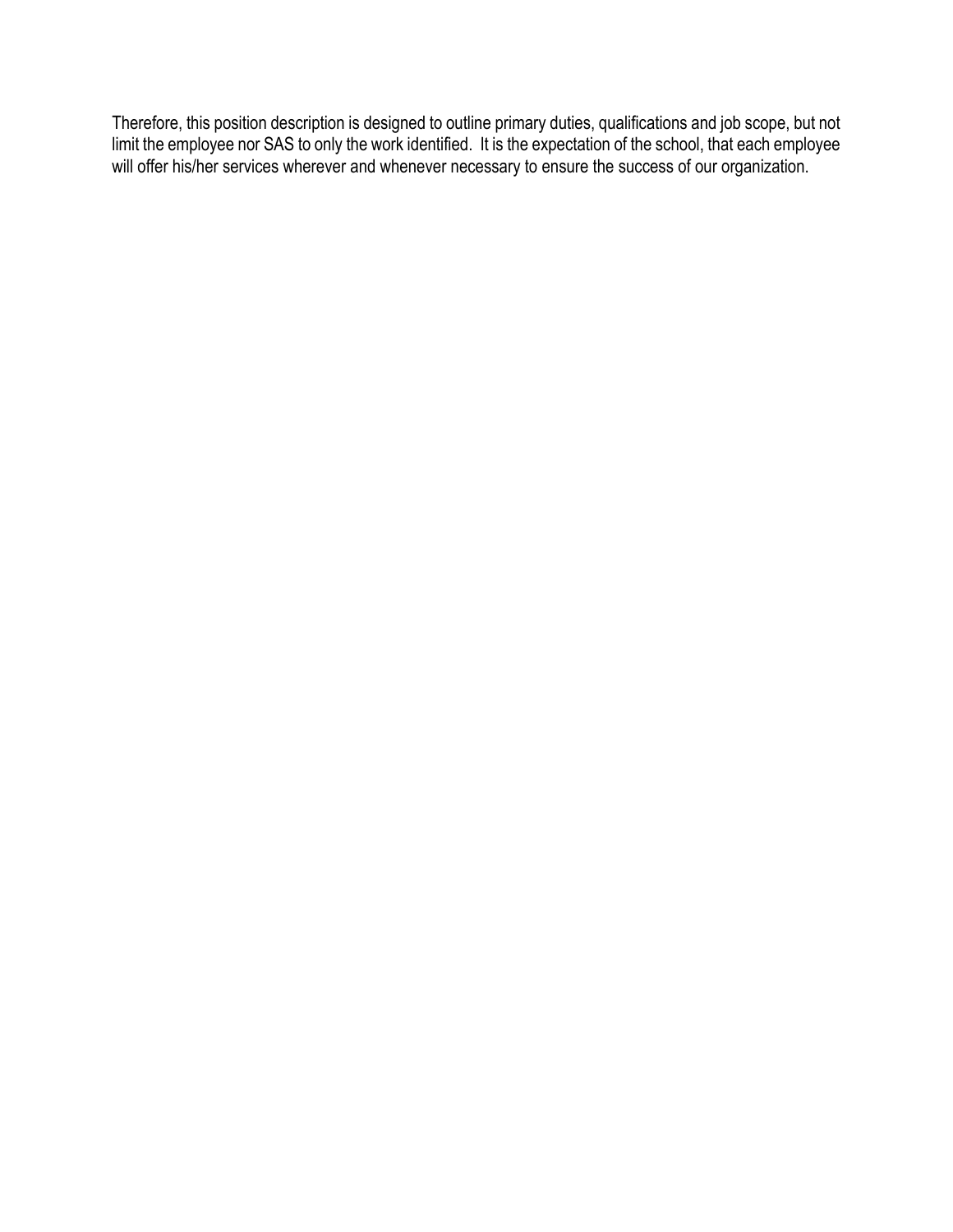Therefore, this position description is designed to outline primary duties, qualifications and job scope, but not limit the employee nor SAS to only the work identified. It is the expectation of the school, that each employee will offer his/her services wherever and whenever necessary to ensure the success of our organization.